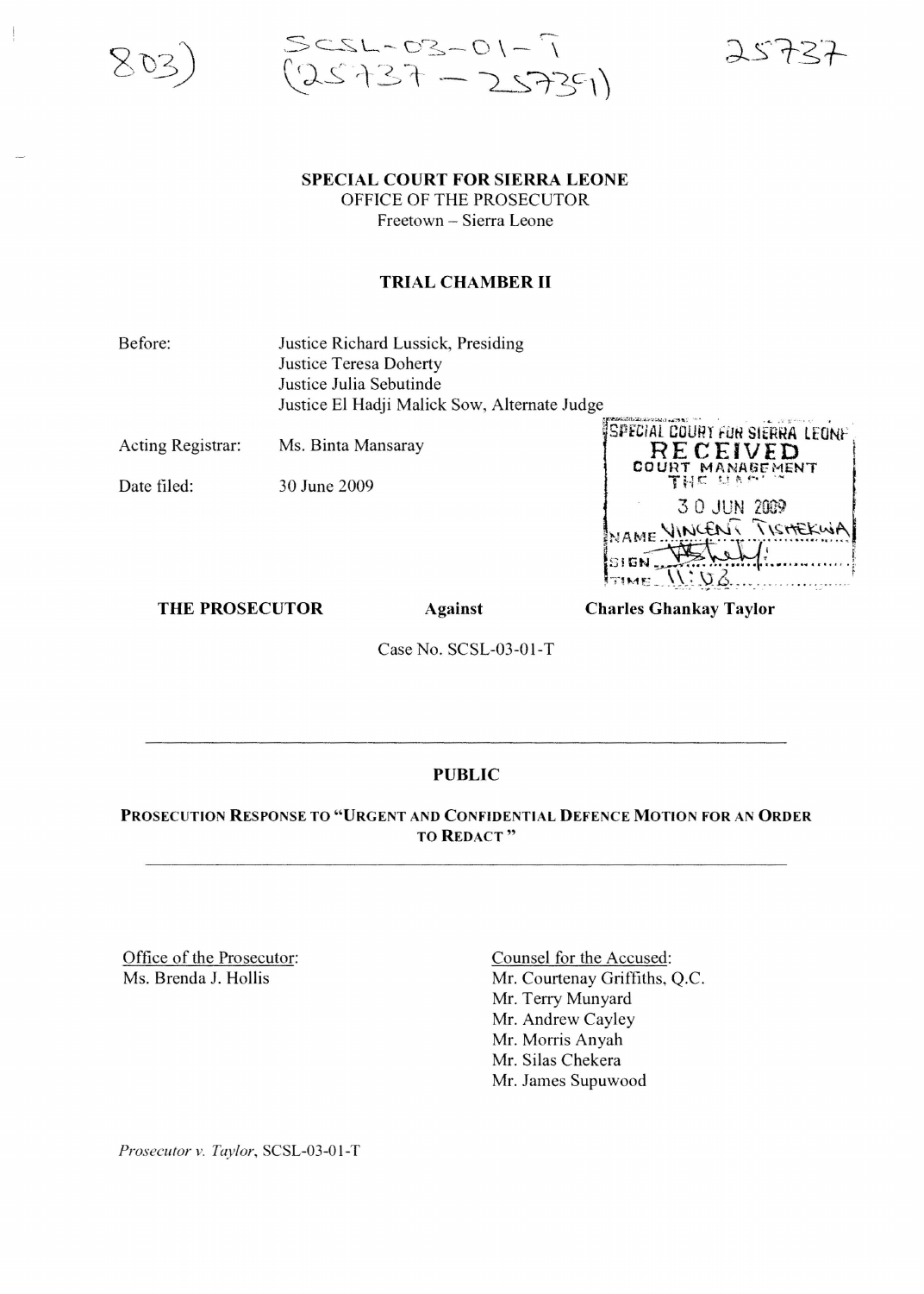803) SCSL-03-01-T (25737 – 25739) 25737

**SPECIAL COURT FOR SIERRA LEONE**
OFFICE OF THE PROSECUTOR
Freetown – Sierra Leone

**TRIAL CHAMBER II**

| | |
|---|---|
| Before: | Justice Richard Lussick, Presiding<br>Justice Teresa Doherty<br>Justice Julia Sebutinde<br>Justice El Hadji Malick Sow, Alternate Judge |
| Acting Registrar: | Ms. Binta Mansaray |
| Date filed: | 30 June 2009 |

SPECIAL COURT FOR SIERRA LEONE
RECEIVED
COURT MANAGEMENT
THE HAGUE
30 JUN 2009
NAME VINCENT TISHEKWA
SIGN
TIME 11:02

**THE PROSECUTOR** **Against** **Charles Ghankay Taylor**

Case No. SCSL-03-01-T

---

**PUBLIC**

**PROSECUTION RESPONSE TO "URGENT AND CONFIDENTIAL DEFENCE MOTION FOR AN ORDER TO REDACT "**

---

Office of the Prosecutor:
Ms. Brenda J. Hollis

Counsel for the Accused:
Mr. Courtenay Griffiths, Q.C.
Mr. Terry Munyard
Mr. Andrew Cayley
Mr. Morris Anyah
Mr. Silas Chekera
Mr. James Supuwood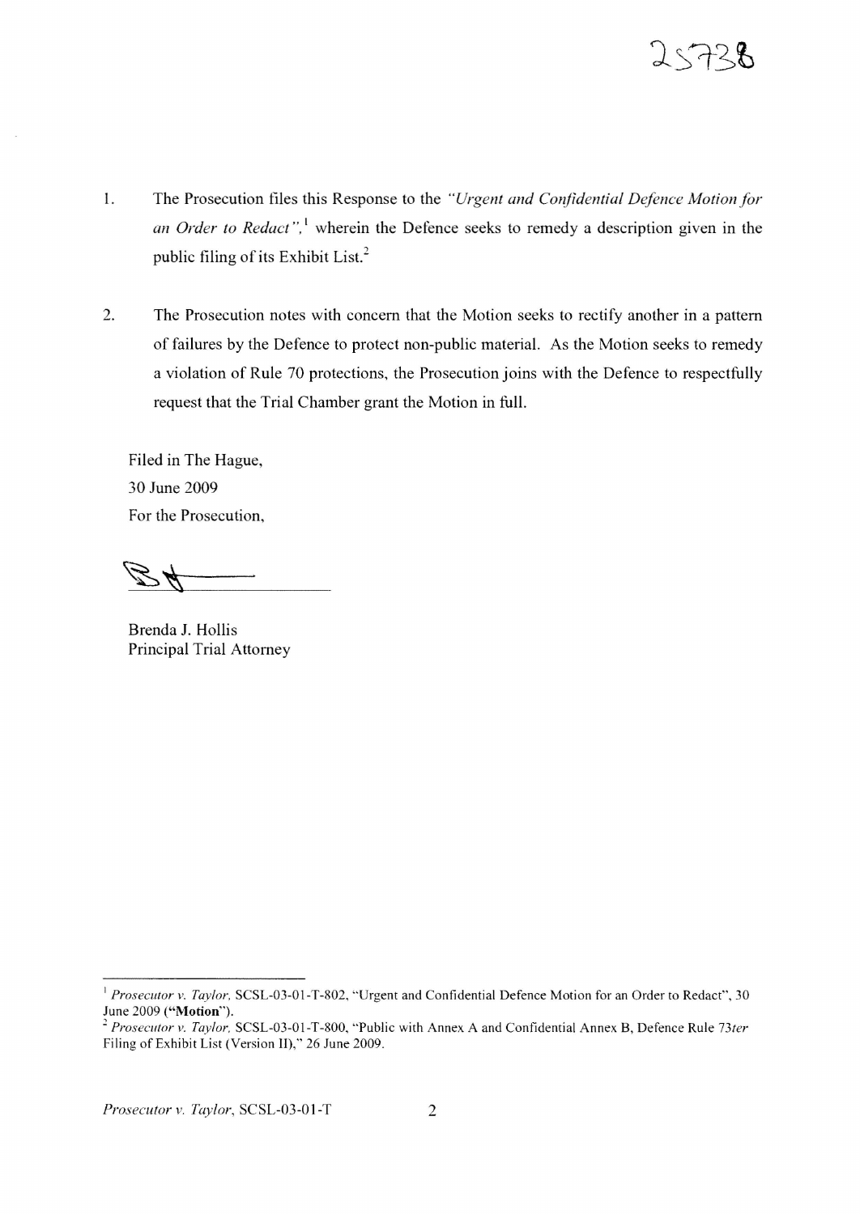1. The Prosecution files this Response to the *"Urgent and Confidential Defence Motion for an Order to Redact"*,[1] wherein the Defence seeks to remedy a description given in the public filing of its Exhibit List.[2]

2. The Prosecution notes with concern that the Motion seeks to rectify another in a pattern of failures by the Defence to protect non-public material. As the Motion seeks to remedy a violation of Rule 70 protections, the Prosecution joins with the Defence to respectfully request that the Trial Chamber grant the Motion in full.

Filed in The Hague,
30 June 2009
For the Prosecution,

Brenda J. Hollis
Principal Trial Attorney

---

[1] *Prosecutor v. Taylor*, SCSL-03-01-T-802, "Urgent and Confidential Defence Motion for an Order to Redact", 30 June 2009 (**"Motion"**).

[2] *Prosecutor v. Taylor*, SCSL-03-01-T-800, "Public with Annex A and Confidential Annex B, Defence Rule 73*ter* Filing of Exhibit List (Version II)," 26 June 2009.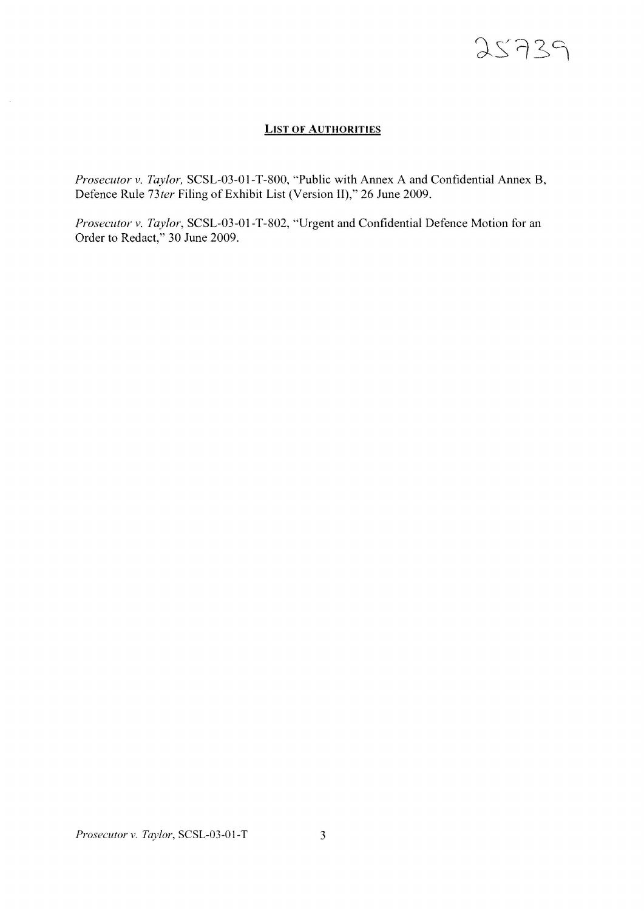25739

## LIST OF AUTHORITIES

*Prosecutor v. Taylor,* SCSL-03-01-T-800, "Public with Annex A and Confidential Annex B, Defence Rule 73*ter* Filing of Exhibit List (Version II)," 26 June 2009.

*Prosecutor v. Taylor,* SCSL-03-01-T-802, "Urgent and Confidential Defence Motion for an Order to Redact," 30 June 2009.